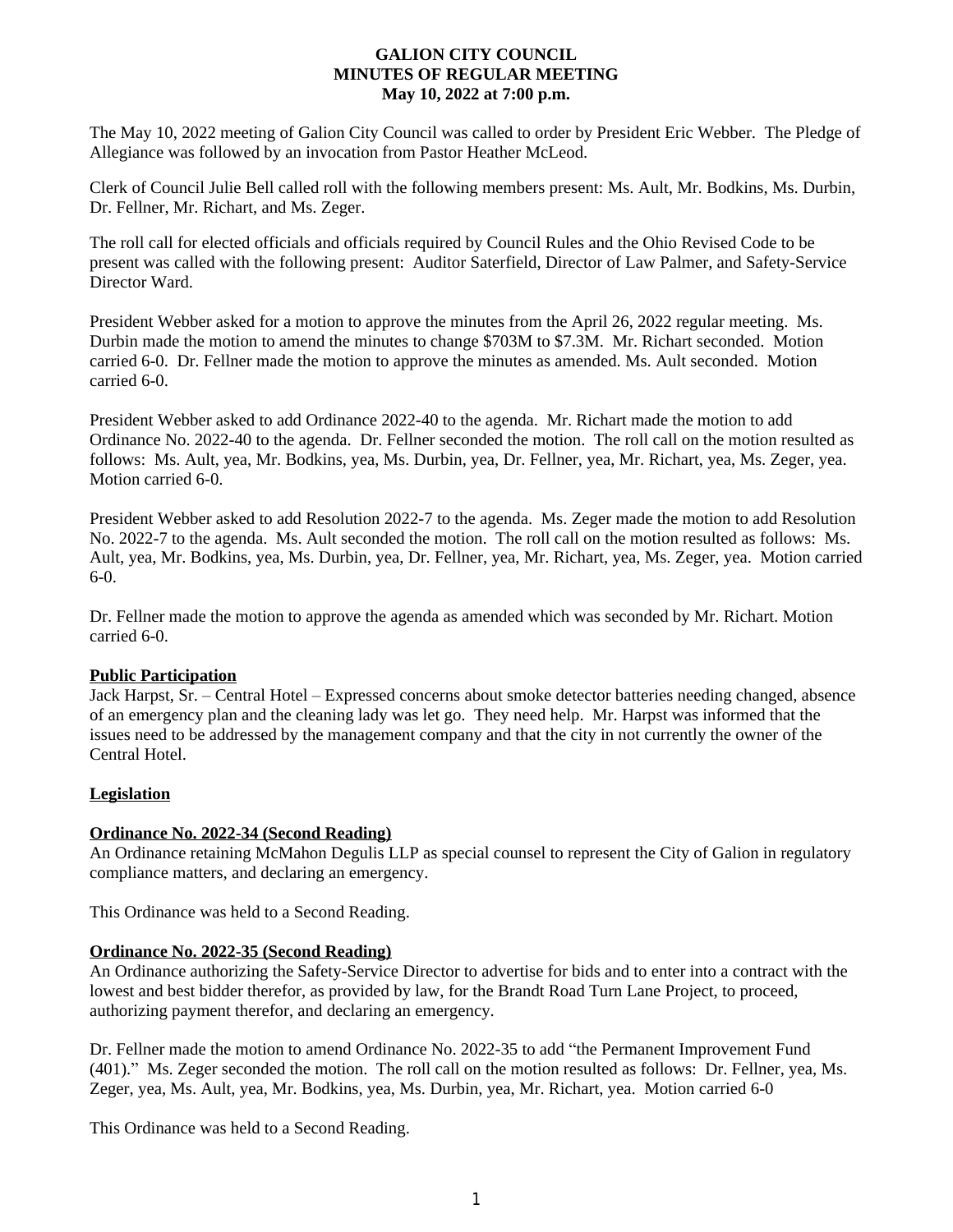# GALION CITY COUNCIL
## MINUTES OF REGULAR MEETING
### May 10, 2022 at 7:00 p.m.

The May 10, 2022 meeting of Galion City Council was called to order by President Eric Webber. The Pledge of Allegiance was followed by an invocation from Pastor Heather McLeod.

Clerk of Council Julie Bell called roll with the following members present: Ms. Ault, Mr. Bodkins, Ms. Durbin, Dr. Fellner, Mr. Richart, and Ms. Zeger.

The roll call for elected officials and officials required by Council Rules and the Ohio Revised Code to be present was called with the following present: Auditor Saterfield, Director of Law Palmer, and Safety-Service Director Ward.

President Webber asked for a motion to approve the minutes from the April 26, 2022 regular meeting. Ms. Durbin made the motion to amend the minutes to change $703M to $7.3M. Mr. Richart seconded. Motion carried 6-0. Dr. Fellner made the motion to approve the minutes as amended. Ms. Ault seconded. Motion carried 6-0.

President Webber asked to add Ordinance 2022-40 to the agenda. Mr. Richart made the motion to add Ordinance No. 2022-40 to the agenda. Dr. Fellner seconded the motion. The roll call on the motion resulted as follows: Ms. Ault, yea, Mr. Bodkins, yea, Ms. Durbin, yea, Dr. Fellner, yea, Mr. Richart, yea, Ms. Zeger, yea. Motion carried 6-0.

President Webber asked to add Resolution 2022-7 to the agenda. Ms. Zeger made the motion to add Resolution No. 2022-7 to the agenda. Ms. Ault seconded the motion. The roll call on the motion resulted as follows: Ms. Ault, yea, Mr. Bodkins, yea, Ms. Durbin, yea, Dr. Fellner, yea, Mr. Richart, yea, Ms. Zeger, yea. Motion carried 6-0.

Dr. Fellner made the motion to approve the agenda as amended which was seconded by Mr. Richart. Motion carried 6-0.

**Public Participation**

Jack Harpst, Sr. – Central Hotel – Expressed concerns about smoke detector batteries needing changed, absence of an emergency plan and the cleaning lady was let go. They need help. Mr. Harpst was informed that the issues need to be addressed by the management company and that the city in not currently the owner of the Central Hotel.

**Legislation**

**Ordinance No. 2022-34 (Second Reading)**

An Ordinance retaining McMahon Degulis LLP as special counsel to represent the City of Galion in regulatory compliance matters, and declaring an emergency.

This Ordinance was held to a Second Reading.

**Ordinance No. 2022-35 (Second Reading)**

An Ordinance authorizing the Safety-Service Director to advertise for bids and to enter into a contract with the lowest and best bidder therefor, as provided by law, for the Brandt Road Turn Lane Project, to proceed, authorizing payment therefor, and declaring an emergency.

Dr. Fellner made the motion to amend Ordinance No. 2022-35 to add "the Permanent Improvement Fund (401)." Ms. Zeger seconded the motion. The roll call on the motion resulted as follows: Dr. Fellner, yea, Ms. Zeger, yea, Ms. Ault, yea, Mr. Bodkins, yea, Ms. Durbin, yea, Mr. Richart, yea. Motion carried 6-0

This Ordinance was held to a Second Reading.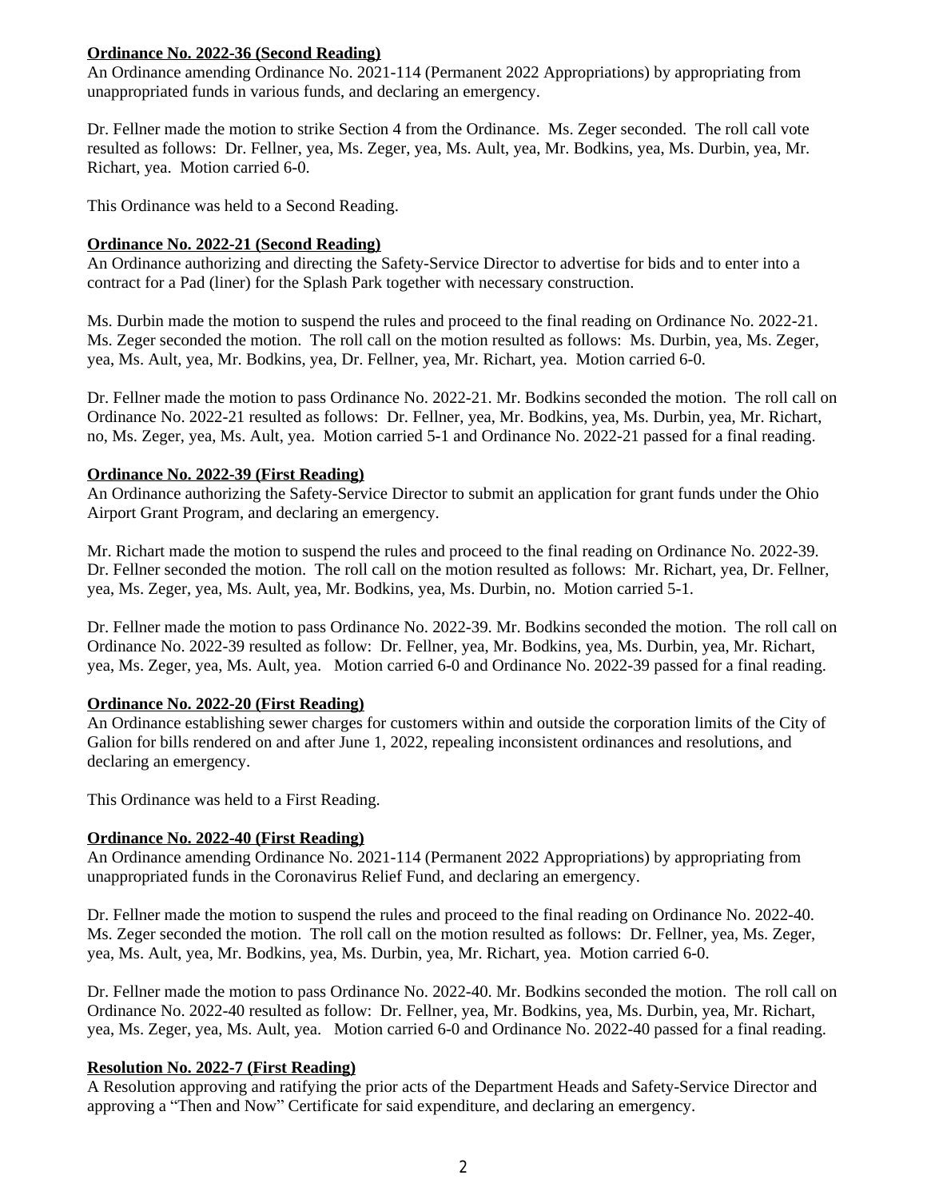**Ordinance No. 2022-36 (Second Reading)**
An Ordinance amending Ordinance No. 2021-114 (Permanent 2022 Appropriations) by appropriating from unappropriated funds in various funds, and declaring an emergency.

Dr. Fellner made the motion to strike Section 4 from the Ordinance. Ms. Zeger seconded. The roll call vote resulted as follows: Dr. Fellner, yea, Ms. Zeger, yea, Ms. Ault, yea, Mr. Bodkins, yea, Ms. Durbin, yea, Mr. Richart, yea. Motion carried 6-0.

This Ordinance was held to a Second Reading.

**Ordinance No. 2022-21 (Second Reading)**
An Ordinance authorizing and directing the Safety-Service Director to advertise for bids and to enter into a contract for a Pad (liner) for the Splash Park together with necessary construction.

Ms. Durbin made the motion to suspend the rules and proceed to the final reading on Ordinance No. 2022-21. Ms. Zeger seconded the motion. The roll call on the motion resulted as follows: Ms. Durbin, yea, Ms. Zeger, yea, Ms. Ault, yea, Mr. Bodkins, yea, Dr. Fellner, yea, Mr. Richart, yea. Motion carried 6-0.

Dr. Fellner made the motion to pass Ordinance No. 2022-21. Mr. Bodkins seconded the motion. The roll call on Ordinance No. 2022-21 resulted as follows: Dr. Fellner, yea, Mr. Bodkins, yea, Ms. Durbin, yea, Mr. Richart, no, Ms. Zeger, yea, Ms. Ault, yea. Motion carried 5-1 and Ordinance No. 2022-21 passed for a final reading.

**Ordinance No. 2022-39 (First Reading)**
An Ordinance authorizing the Safety-Service Director to submit an application for grant funds under the Ohio Airport Grant Program, and declaring an emergency.

Mr. Richart made the motion to suspend the rules and proceed to the final reading on Ordinance No. 2022-39. Dr. Fellner seconded the motion. The roll call on the motion resulted as follows: Mr. Richart, yea, Dr. Fellner, yea, Ms. Zeger, yea, Ms. Ault, yea, Mr. Bodkins, yea, Ms. Durbin, no. Motion carried 5-1.

Dr. Fellner made the motion to pass Ordinance No. 2022-39. Mr. Bodkins seconded the motion. The roll call on Ordinance No. 2022-39 resulted as follow: Dr. Fellner, yea, Mr. Bodkins, yea, Ms. Durbin, yea, Mr. Richart, yea, Ms. Zeger, yea, Ms. Ault, yea. Motion carried 6-0 and Ordinance No. 2022-39 passed for a final reading.

**Ordinance No. 2022-20 (First Reading)**
An Ordinance establishing sewer charges for customers within and outside the corporation limits of the City of Galion for bills rendered on and after June 1, 2022, repealing inconsistent ordinances and resolutions, and declaring an emergency.

This Ordinance was held to a First Reading.

**Ordinance No. 2022-40 (First Reading)**
An Ordinance amending Ordinance No. 2021-114 (Permanent 2022 Appropriations) by appropriating from unappropriated funds in the Coronavirus Relief Fund, and declaring an emergency.

Dr. Fellner made the motion to suspend the rules and proceed to the final reading on Ordinance No. 2022-40. Ms. Zeger seconded the motion. The roll call on the motion resulted as follows: Dr. Fellner, yea, Ms. Zeger, yea, Ms. Ault, yea, Mr. Bodkins, yea, Ms. Durbin, yea, Mr. Richart, yea. Motion carried 6-0.

Dr. Fellner made the motion to pass Ordinance No. 2022-40. Mr. Bodkins seconded the motion. The roll call on Ordinance No. 2022-40 resulted as follow: Dr. Fellner, yea, Mr. Bodkins, yea, Ms. Durbin, yea, Mr. Richart, yea, Ms. Zeger, yea, Ms. Ault, yea. Motion carried 6-0 and Ordinance No. 2022-40 passed for a final reading.

**Resolution No. 2022-7 (First Reading)**
A Resolution approving and ratifying the prior acts of the Department Heads and Safety-Service Director and approving a "Then and Now" Certificate for said expenditure, and declaring an emergency.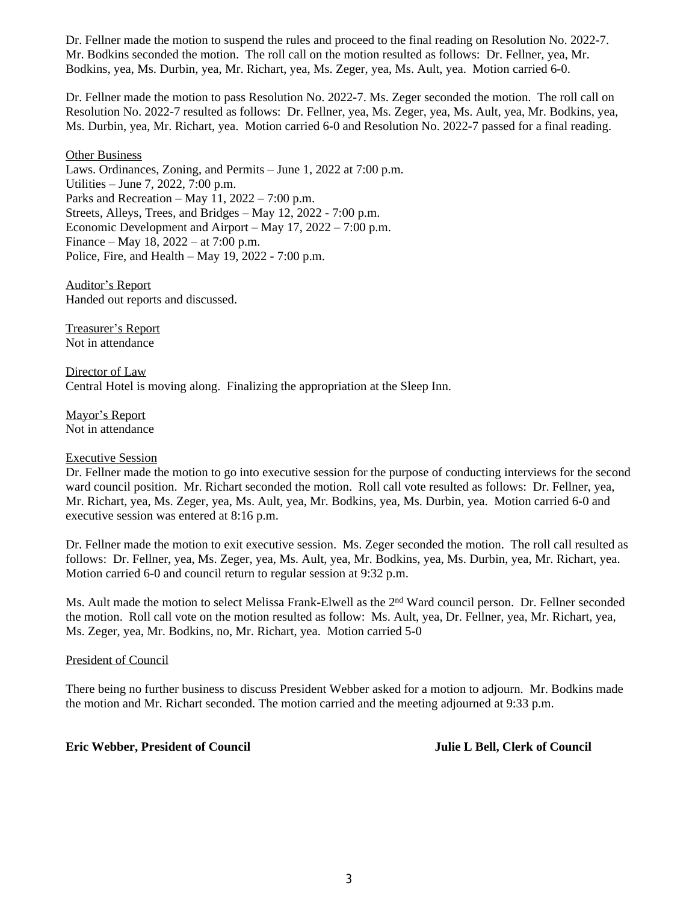Dr. Fellner made the motion to suspend the rules and proceed to the final reading on Resolution No. 2022-7. Mr. Bodkins seconded the motion. The roll call on the motion resulted as follows: Dr. Fellner, yea, Mr. Bodkins, yea, Ms. Durbin, yea, Mr. Richart, yea, Ms. Zeger, yea, Ms. Ault, yea. Motion carried 6-0.

Dr. Fellner made the motion to pass Resolution No. 2022-7. Ms. Zeger seconded the motion. The roll call on Resolution No. 2022-7 resulted as follows: Dr. Fellner, yea, Ms. Zeger, yea, Ms. Ault, yea, Mr. Bodkins, yea, Ms. Durbin, yea, Mr. Richart, yea. Motion carried 6-0 and Resolution No. 2022-7 passed for a final reading.

Other Business
Laws. Ordinances, Zoning, and Permits – June 1, 2022 at 7:00 p.m.
Utilities – June 7, 2022, 7:00 p.m.
Parks and Recreation – May 11, 2022 – 7:00 p.m.
Streets, Alleys, Trees, and Bridges – May 12, 2022 - 7:00 p.m.
Economic Development and Airport – May 17, 2022 – 7:00 p.m.
Finance – May 18, 2022 – at 7:00 p.m.
Police, Fire, and Health – May 19, 2022 - 7:00 p.m.

Auditor's Report
Handed out reports and discussed.

Treasurer's Report
Not in attendance

Director of Law
Central Hotel is moving along. Finalizing the appropriation at the Sleep Inn.

Mayor's Report
Not in attendance

Executive Session
Dr. Fellner made the motion to go into executive session for the purpose of conducting interviews for the second ward council position. Mr. Richart seconded the motion. Roll call vote resulted as follows: Dr. Fellner, yea, Mr. Richart, yea, Ms. Zeger, yea, Ms. Ault, yea, Mr. Bodkins, yea, Ms. Durbin, yea. Motion carried 6-0 and executive session was entered at 8:16 p.m.

Dr. Fellner made the motion to exit executive session. Ms. Zeger seconded the motion. The roll call resulted as follows: Dr. Fellner, yea, Ms. Zeger, yea, Ms. Ault, yea, Mr. Bodkins, yea, Ms. Durbin, yea, Mr. Richart, yea. Motion carried 6-0 and council return to regular session at 9:32 p.m.

Ms. Ault made the motion to select Melissa Frank-Elwell as the 2nd Ward council person. Dr. Fellner seconded the motion. Roll call vote on the motion resulted as follow: Ms. Ault, yea, Dr. Fellner, yea, Mr. Richart, yea, Ms. Zeger, yea, Mr. Bodkins, no, Mr. Richart, yea. Motion carried 5-0

President of Council

There being no further business to discuss President Webber asked for a motion to adjourn. Mr. Bodkins made the motion and Mr. Richart seconded. The motion carried and the meeting adjourned at 9:33 p.m.

**Eric Webber, President of Council** **Julie L Bell, Clerk of Council**